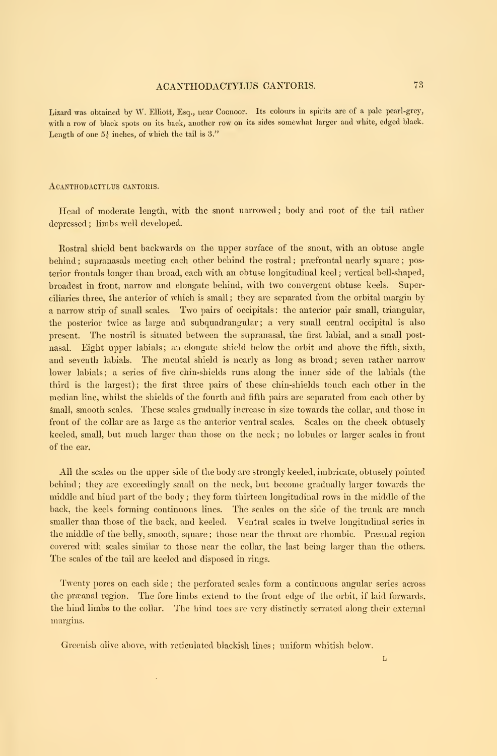Lizard was obtained by W. Elliott, Esq., near Coonoor. Its colours in spirits are of a pale pearl-grey, with a row of black spots on its back, another row on its sides somewhat larger and white, edged black. Length of one $5\frac{1}{2}$ inches, of which the tail is 3."

## Acanthodactylus cantoris.

Head of moderate length, with the snout narrowed; body and root of the tail rather depressed; limbs well developed.

Rostral shield bent backwards on the upper surface of the snout, with an obtuse angle behind; supranasals meeting each other behind the rostral; præfrontal nearly square; posterior frontals longer than broad, each with an obtuse longitudinal keel; vertical bell-shaped, broadest in front, narrow and elongate behind, with two convergent obtuse keels. Superciliaries three, the anterior of which is small; they are separated from the orbital margin by a narrow strip of small scales. Two pairs of occipitals: the anterior pair small, triangular, the posterior twice as large and subquadrangular; a very small central occipital is also present. The nostril is situated between the supranasal, the first labial, and a small postnasal. Eight upper labials; an elongate shield below the orbit and above the fifth, sixth, and seventh labials. The mental shield is nearly as long as broad; seven rather narrow lower labials; a series of five chin-shields runs along the inner side of the labials (the third is the largest); the first three pairs of these chin-shields touch each other in the median line, whilst the shields of the fourth and fifth pairs are separated from each other by small, smooth scales. These scales gradually increase in size towards the collar, and those in front of the collar are as large as the anterior ventral scales. Scales on the cheek obtusely keeled, small, but much larger than those on the neck; no lobules or larger scales in front of the ear.

All the scales on the upper side of the body are strongly keeled, imbricate, obtusely pointed behind; they are exceedingly small on the neck, but become gradually larger towards the middle and hind part of the body; they form thirteen longitudinal rows in the middle of the back, the keels forming continuous lines. The scales on the side of the trunk are much smaller than those of the back, and keeled. Ventral scales in twelve longitudinal series in the middle of the belly, smooth, square; those near the throat are rhombic. Præanal region covered with scales similar to those near the collar, the last being larger than the others. The scales of the tail are keeled and disposed in rings.

Twenty pores on each side; the perforated scales form a continuous angular series across the præanal region. The fore limbs extend to the front edge of the orbit, if laid forwards, the hind limbs to the collar. The hind toes are very distinctly serrated along their external margins.

Greenish olive above, with reticulated blackish lines; uniform whitish below.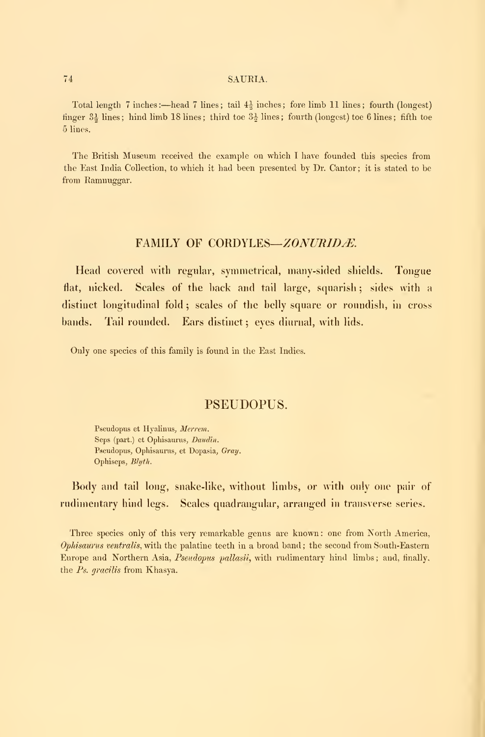Total length 7 inches:—head 7 lines; tail $4\frac{1}{2}$ inches; fore limb 11 lines; fourth (longest) finger $3\frac{1}{2}$ lines; hind limb 18 lines; third toe $3\frac{1}{2}$ lines; fourth (longest) toe 6 lines; fifth toe 5 lines.

The British Museum received the example on which I have founded this species from the East India Collection, to which it had been presented by Dr. Cantor; it is stated to be from Ramnuggar.

## FAMILY OF CORDYLES—*ZONURIDÆ.*

Head covered with regular, symmetrical, many-sided shields. Tongue flat, nicked. Scales of the back and tail large, squarish; sides with a distinct longitudinal fold; scales of the belly square or roundish, in cross bands. Tail rounded. Ears distinct; eyes diurnal, with lids.

Only one species of this family is found in the East Indies.

## PSEUDOPUS.

Pseudopus et Hyalinus, *Merrem.*
Seps (part.) et Ophisaurus, *Daudin.*
Pseudopus, Ophisaurus, et Dopasia, *Gray.*
Ophiseps, *Blyth.*

Body and tail long, snake-like, without limbs, or with only one pair of rudimentary hind legs. Scales quadrangular, arranged in transverse series.

Three species only of this very remarkable genus are known: one from North America, *Ophisaurus ventralis*, with the palatine teeth in a broad band; the second from South-Eastern Europe and Northern Asia, *Pseudopus pallasii*, with rudimentary hind limbs; and, finally, the *Ps. gracilis* from Khasya.